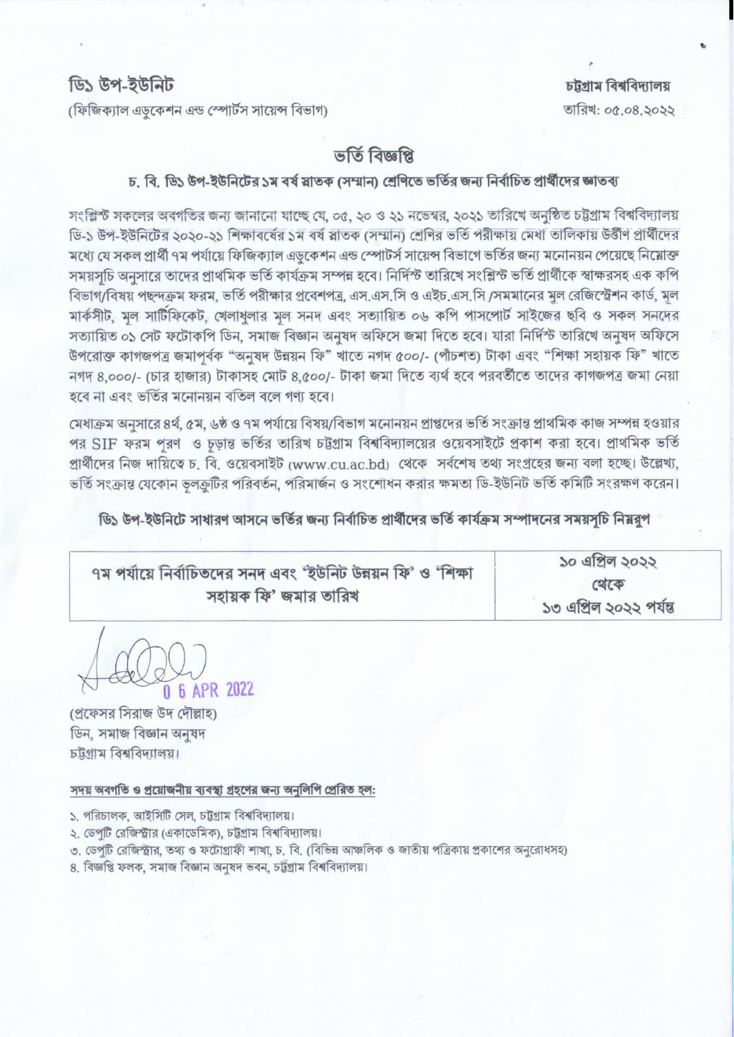ডি১ উপ-ইউনিট

(ফিজিক্যাল এডুকেশন এন্ড স্পোর্টস সায়েন্স বিভাগ)

চট্টগ্রাম বিশ্ববিদ্যালয়

তারিখ: ০৫.০৪.২০২২

# ভর্তি বিজ্ঞপ্তি

## চ. বি. ডি১ উপ-ইউনিটের ১ম বর্ষ স্নাতক (সম্মান) শ্রেণিতে ভর্তির জন্য নির্বাচিত প্রার্থীদের জ্ঞাতব্য

সংশ্লিষ্ট সকলের অবগতির জন্য জানানো যাচ্ছে যে, ০৫, ২০ ও ২১ নভেম্বর, ২০২১ তারিখে অনুষ্ঠিত চট্টগ্রাম বিশ্ববিদ্যালয় ডি-১ উপ-ইউনিটের ২০২০-২১ শিক্ষাবর্ষের ১ম বর্ষ স্নাতক (সম্মান) শ্রেণির ভর্তি পরীক্ষায় মেধা তালিকায় উত্তীর্ণ প্রার্থীদের মধ্যে যে সকল প্রার্থী ৭ম পর্যায়ে ফিজিক্যাল এডুকেশন এন্ড স্পোর্টস সায়েন্স বিভাগে ভর্তির জন্য মনোনয়ন পেয়েছে নিম্নোক্ত সময়সূচি অনুসারে তাদের প্রাথমিক ভর্তি কার্যক্রম সম্পন্ন হবে। নির্দিষ্ট তারিখে সংশ্লিষ্ট ভর্তি প্রার্থীকে স্বাক্ষরসহ এক কপি বিভাগ/বিষয় পছন্দক্রম ফরম, ভর্তি পরীক্ষার প্রবেশপত্র, এস.এস.সি ও এইচ.এস.সি /সমমানের মুল রেজিস্ট্রেশন কার্ড, মূল মার্কসীট, মূল সার্টিফিকেট, খেলাধুলার মূল সনদ এবং সত্যায়িত ০৬ কপি পাসপোর্ট সাইজের ছবি ও সকল সনদের সত্যায়িত ০১ সেট ফটোকপি ডিন, সমাজ বিজ্ঞান অনুষদ অফিসে জমা দিতে হবে। যারা নির্দিষ্ট তারিখে অনুষদ অফিসে উপরোক্ত কাগজপত্র জমাপূর্বক "অনুষদ উন্নয়ন ফি" খাতে নগদ ৫০০/- (পাঁচশত) টাকা এবং "শিক্ষা সহায়ক ফি" খাতে নগদ ৪,০০০/- (চার হাজার) টাকাসহ মোট ৪,৫০০/- টাকা জমা দিতে ব্যর্থ হবে পরবর্তীতে তাদের কাগজপত্র জমা নেয়া হবে না এবং ভর্তির মনোনয়ন বতিল বলে গণ্য হবে।

মেধাক্রম অনুসারে ৪র্থ, ৫ম, ৬ষ্ঠ ও ৭ম পর্যায়ে বিষয়/বিভাগ মনোনয়ন প্রাপ্তদের ভর্তি সংক্রান্ত প্রাথমিক কাজ সম্পন্ন হওয়ার পর SIF ফরম পূরণ ও চূড়ান্ত ভর্তির তারিখ চট্টগ্রাম বিশ্ববিদ্যালয়ের ওয়েবসাইটে প্রকাশ করা হবে। প্রাথমিক ভর্তি প্রার্থীদের নিজ দায়িত্বে চ. বি. ওয়েবসাইট (www.cu.ac.bd) থেকে সর্বশেষ তথ্য সংগ্রহের জন্য বলা হচ্ছে। উল্লেখ্য, ভর্তি সংক্রান্ত যেকোন ভুলত্রুটির পরিবর্তন, পরিমার্জন ও সংশোধন করার ক্ষমতা ডি-ইউনিট ভর্তি কমিটি সংরক্ষণ করেন।

**ডি১ উপ-ইউনিটে সাধারণ আসনে ভর্তির জন্য নির্বাচিত প্রার্থীদের ভর্তি কার্যক্রম সম্পাদনের সময়সূচি নিম্নরুপ**

| ৭ম পর্যায়ে নির্বাচিতদের সনদ এবং 'ইউনিট উন্নয়ন ফি' ও 'শিক্ষা সহায়ক ফি' জমার তারিখ | ১০ এপ্রিল ২০২২ থেকে ১৩ এপ্রিল ২০২২ পর্যন্ত |
|---|---|

০৬ APR 2022

(প্রফেসর সিরাজ উদ দৌল্লাহ)
ডিন, সমাজ বিজ্ঞান অনুষদ
চট্টগ্রাম বিশ্ববিদ্যালয়।

**সদয় অবগতি ও প্রয়োজনীয় ব্যবস্থা গ্রহণের জন্য অনুলিপি প্রেরিত হল:**

১. পরিচালক, আইসিটি সেল, চট্টগ্রাম বিশ্ববিদ্যালয়।
২. ডেপুটি রেজিস্ট্রার (একাডেমিক), চট্টগ্রাম বিশ্ববিদ্যালয়।
৩. ডেপুটি রেজিস্ট্রার, তথ্য ও ফটোগ্রাফী শাখা, চ. বি. (বিভিন্ন আঞ্চলিক ও জাতীয় পত্রিকায় প্রকাশের অনুরোধসহ)
৪. বিজ্ঞপ্তি ফলক, সমাজ বিজ্ঞান অনুষদ ভবন, চট্টগ্রাম বিশ্ববিদ্যালয়।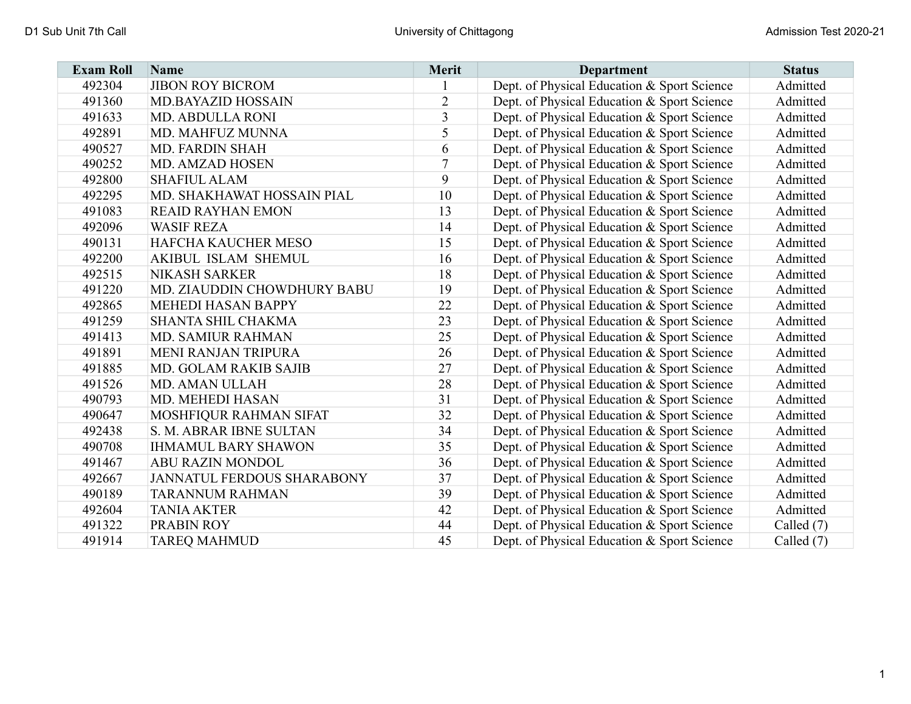| Exam Roll | Name | Merit | Department | Status |
|---|---|---|---|---|
| 492304 | JIBON ROY BICROM | 1 | Dept. of Physical Education & Sport Science | Admitted |
| 491360 | MD.BAYAZID HOSSAIN | 2 | Dept. of Physical Education & Sport Science | Admitted |
| 491633 | MD. ABDULLA RONI | 3 | Dept. of Physical Education & Sport Science | Admitted |
| 492891 | MD. MAHFUZ MUNNA | 5 | Dept. of Physical Education & Sport Science | Admitted |
| 490527 | MD. FARDIN SHAH | 6 | Dept. of Physical Education & Sport Science | Admitted |
| 490252 | MD. AMZAD HOSEN | 7 | Dept. of Physical Education & Sport Science | Admitted |
| 492800 | SHAFIUL ALAM | 9 | Dept. of Physical Education & Sport Science | Admitted |
| 492295 | MD. SHAKHAWAT HOSSAIN PIAL | 10 | Dept. of Physical Education & Sport Science | Admitted |
| 491083 | READ RAYHAN EMON | 13 | Dept. of Physical Education & Sport Science | Admitted |
| 492096 | WASIF REZA | 14 | Dept. of Physical Education & Sport Science | Admitted |
| 490131 | HAFCHA KAUCHER MESO | 15 | Dept. of Physical Education & Sport Science | Admitted |
| 492200 | AKIBUL ISLAM SHEMUL | 16 | Dept. of Physical Education & Sport Science | Admitted |
| 492515 | NIKASH SARKER | 18 | Dept. of Physical Education & Sport Science | Admitted |
| 491220 | MD. ZIAUDDIN CHOWDHURY BABU | 19 | Dept. of Physical Education & Sport Science | Admitted |
| 492865 | MEHEDI HASAN BAPPY | 22 | Dept. of Physical Education & Sport Science | Admitted |
| 491259 | SHANTA SHIL CHAKMA | 23 | Dept. of Physical Education & Sport Science | Admitted |
| 491413 | MD. SAMIUR RAHMAN | 25 | Dept. of Physical Education & Sport Science | Admitted |
| 491891 | MENI RANJAN TRIPURA | 26 | Dept. of Physical Education & Sport Science | Admitted |
| 491885 | MD. GOLAM RAKIB SAJIB | 27 | Dept. of Physical Education & Sport Science | Admitted |
| 491526 | MD. AMAN ULLAH | 28 | Dept. of Physical Education & Sport Science | Admitted |
| 490793 | MD. MEHEDI HASAN | 31 | Dept. of Physical Education & Sport Science | Admitted |
| 490647 | MOSHFIQUR RAHMAN SIFAT | 32 | Dept. of Physical Education & Sport Science | Admitted |
| 492438 | S. M. ABRAR IBNE SULTAN | 34 | Dept. of Physical Education & Sport Science | Admitted |
| 490708 | IHMAMUL BARY SHAWON | 35 | Dept. of Physical Education & Sport Science | Admitted |
| 491467 | ABU RAZIN MONDOL | 36 | Dept. of Physical Education & Sport Science | Admitted |
| 492667 | JANNATUL FERDOUS SHARABONY | 37 | Dept. of Physical Education & Sport Science | Admitted |
| 490189 | TARANNUM RAHMAN | 39 | Dept. of Physical Education & Sport Science | Admitted |
| 492604 | TANIA AKTER | 42 | Dept. of Physical Education & Sport Science | Admitted |
| 491322 | PRABIN ROY | 44 | Dept. of Physical Education & Sport Science | Called (7) |
| 491914 | TAREQ MAHMUD | 45 | Dept. of Physical Education & Sport Science | Called (7) |